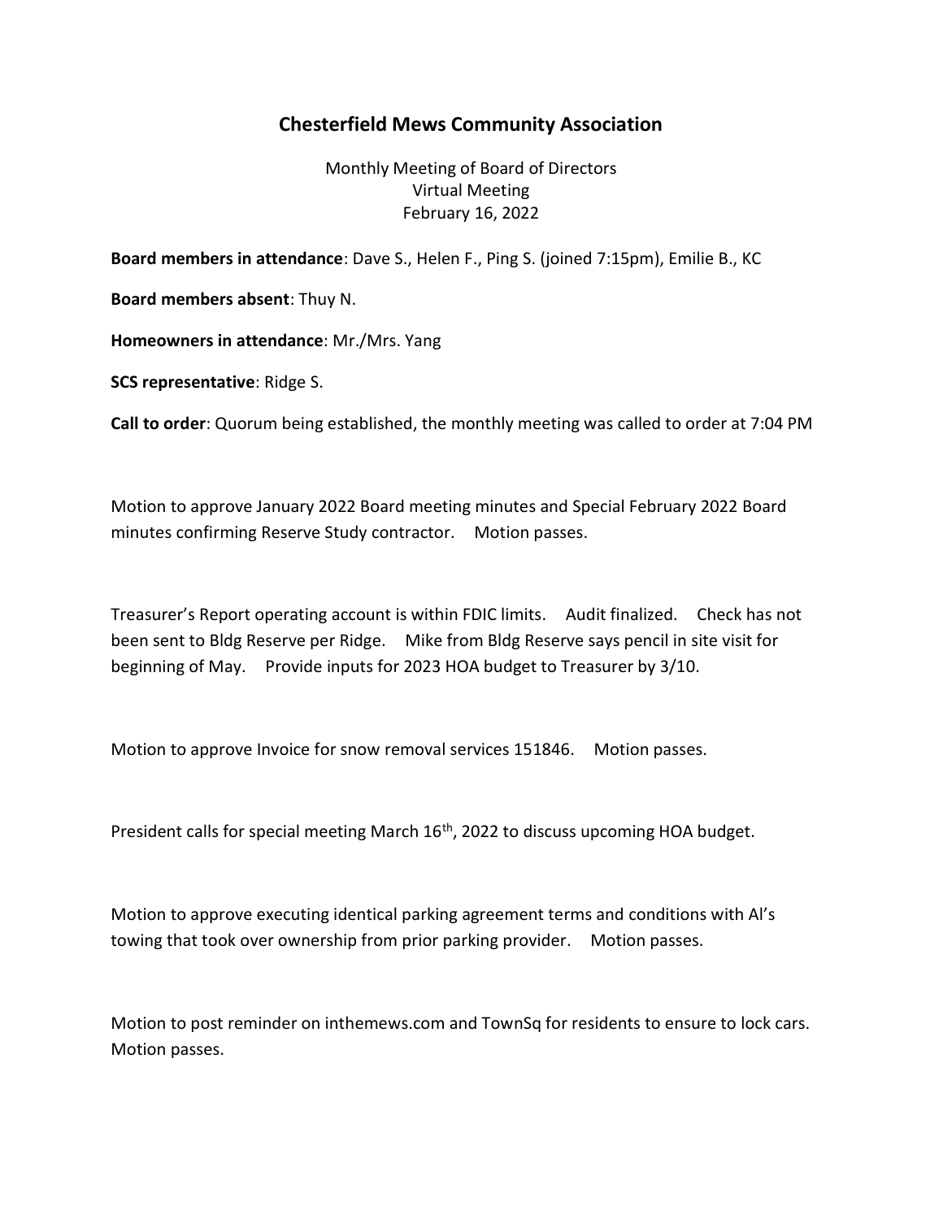# Chesterfield Mews Community Association

Monthly Meeting of Board of Directors
Virtual Meeting
February 16, 2022

**Board members in attendance**: Dave S., Helen F., Ping S. (joined 7:15pm), Emilie B., KC

**Board members absent**: Thuy N.

**Homeowners in attendance**: Mr./Mrs. Yang

**SCS representative**: Ridge S.

**Call to order**: Quorum being established, the monthly meeting was called to order at 7:04 PM

Motion to approve January 2022 Board meeting minutes and Special February 2022 Board minutes confirming Reserve Study contractor. Motion passes.

Treasurer's Report operating account is within FDIC limits. Audit finalized. Check has not been sent to Bldg Reserve per Ridge. Mike from Bldg Reserve says pencil in site visit for beginning of May. Provide inputs for 2023 HOA budget to Treasurer by 3/10.

Motion to approve Invoice for snow removal services 151846. Motion passes.

President calls for special meeting March 16th, 2022 to discuss upcoming HOA budget.

Motion to approve executing identical parking agreement terms and conditions with Al's towing that took over ownership from prior parking provider. Motion passes.

Motion to post reminder on inthemews.com and TownSq for residents to ensure to lock cars. Motion passes.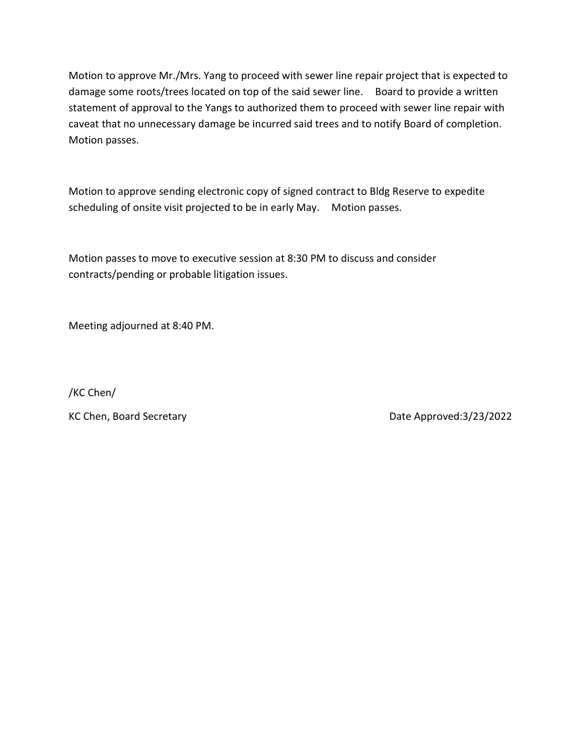Motion to approve Mr./Mrs. Yang to proceed with sewer line repair project that is expected to damage some roots/trees located on top of the said sewer line. Board to provide a written statement of approval to the Yangs to authorized them to proceed with sewer line repair with caveat that no unnecessary damage be incurred said trees and to notify Board of completion. Motion passes.

Motion to approve sending electronic copy of signed contract to Bldg Reserve to expedite scheduling of onsite visit projected to be in early May. Motion passes.

Motion passes to move to executive session at 8:30 PM to discuss and consider contracts/pending or probable litigation issues.

Meeting adjourned at 8:40 PM.

/KC Chen/

KC Chen, Board Secretary

Date Approved:3/23/2022